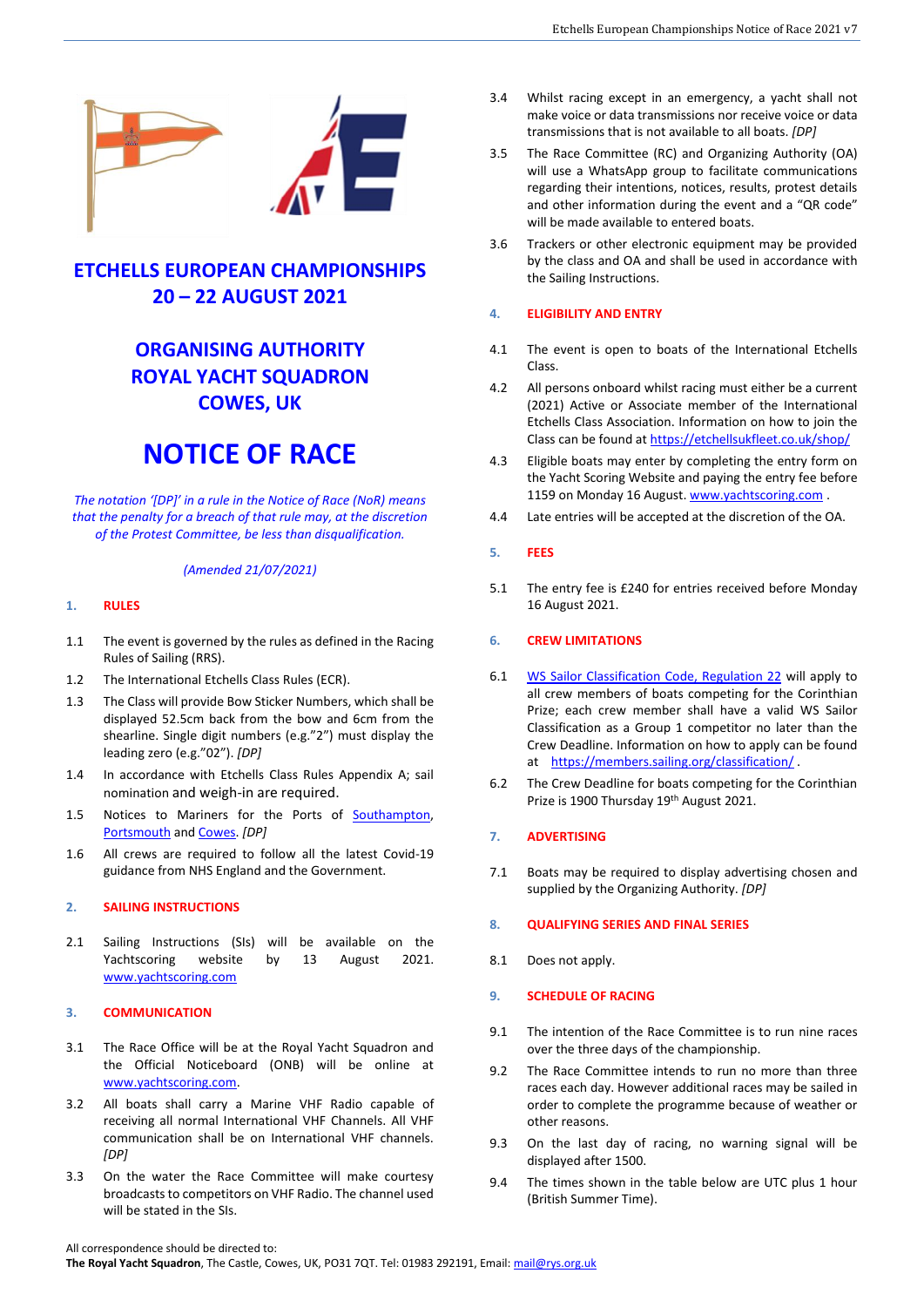# ETCHELLS EUROPEAN CHAMPIONSHIPS 20 – 22 AUGUST 2021

## ORGANISING AUTHORITY ROYAL YACHT SQUADRON COWES, UK

# NOTICE OF RACE

*The notation '[DP]' in a rule in the Notice of Race (NoR) means that the penalty for a breach of that rule may, at the discretion of the Protest Committee, be less than disqualification.*

*(Amended 21/07/2021)*

## 1. RULES

1.1 The event is governed by the rules as defined in the Racing Rules of Sailing (RRS).

1.2 The International Etchells Class Rules (ECR).

1.3 The Class will provide Bow Sticker Numbers, which shall be displayed 52.5cm back from the bow and 6cm from the shearline. Single digit numbers (e.g."2") must display the leading zero (e.g."02"). *[DP]*

1.4 In accordance with Etchells Class Rules Appendix A; sail nomination and weigh-in are required.

1.5 Notices to Mariners for the Ports of Southampton, Portsmouth and Cowes. *[DP]*

1.6 All crews are required to follow all the latest Covid-19 guidance from NHS England and the Government.

## 2. SAILING INSTRUCTIONS

2.1 Sailing Instructions (SIs) will be available on the Yachtscoring website by 13 August 2021. www.yachtscoring.com

## 3. COMMUNICATION

3.1 The Race Office will be at the Royal Yacht Squadron and the Official Noticeboard (ONB) will be online at www.yachtscoring.com.

3.2 All boats shall carry a Marine VHF Radio capable of receiving all normal International VHF Channels. All VHF communication shall be on International VHF channels. *[DP]*

3.3 On the water the Race Committee will make courtesy broadcasts to competitors on VHF Radio. The channel used will be stated in the SIs.

3.4 Whilst racing except in an emergency, a yacht shall not make voice or data transmissions nor receive voice or data transmissions that is not available to all boats. *[DP]*

3.5 The Race Committee (RC) and Organizing Authority (OA) will use a WhatsApp group to facilitate communications regarding their intentions, notices, results, protest details and other information during the event and a "QR code" will be made available to entered boats.

3.6 Trackers or other electronic equipment may be provided by the class and OA and shall be used in accordance with the Sailing Instructions.

## 4. ELIGIBILITY AND ENTRY

4.1 The event is open to boats of the International Etchells Class.

4.2 All persons onboard whilst racing must either be a current (2021) Active or Associate member of the International Etchells Class Association. Information on how to join the Class can be found at https://etchellsukfleet.co.uk/shop/

4.3 Eligible boats may enter by completing the entry form on the Yacht Scoring Website and paying the entry fee before 1159 on Monday 16 August. www.yachtscoring.com .

4.4 Late entries will be accepted at the discretion of the OA.

## 5. FEES

5.1 The entry fee is £240 for entries received before Monday 16 August 2021.

## 6. CREW LIMITATIONS

6.1 WS Sailor Classification Code, Regulation 22 will apply to all crew members of boats competing for the Corinthian Prize; each crew member shall have a valid WS Sailor Classification as a Group 1 competitor no later than the Crew Deadline. Information on how to apply can be found at https://members.sailing.org/classification/ .

6.2 The Crew Deadline for boats competing for the Corinthian Prize is 1900 Thursday 19th August 2021.

## 7. ADVERTISING

7.1 Boats may be required to display advertising chosen and supplied by the Organizing Authority. *[DP]*

## 8. QUALIFYING SERIES AND FINAL SERIES

8.1 Does not apply.

## 9. SCHEDULE OF RACING

9.1 The intention of the Race Committee is to run nine races over the three days of the championship.

9.2 The Race Committee intends to run no more than three races each day. However additional races may be sailed in order to complete the programme because of weather or other reasons.

9.3 On the last day of racing, no warning signal will be displayed after 1500.

9.4 The times shown in the table below are UTC plus 1 hour (British Summer Time).

All correspondence should be directed to:
**The Royal Yacht Squadron**, The Castle, Cowes, UK, PO31 7QT. Tel: 01983 292191, Email: mail@rys.org.uk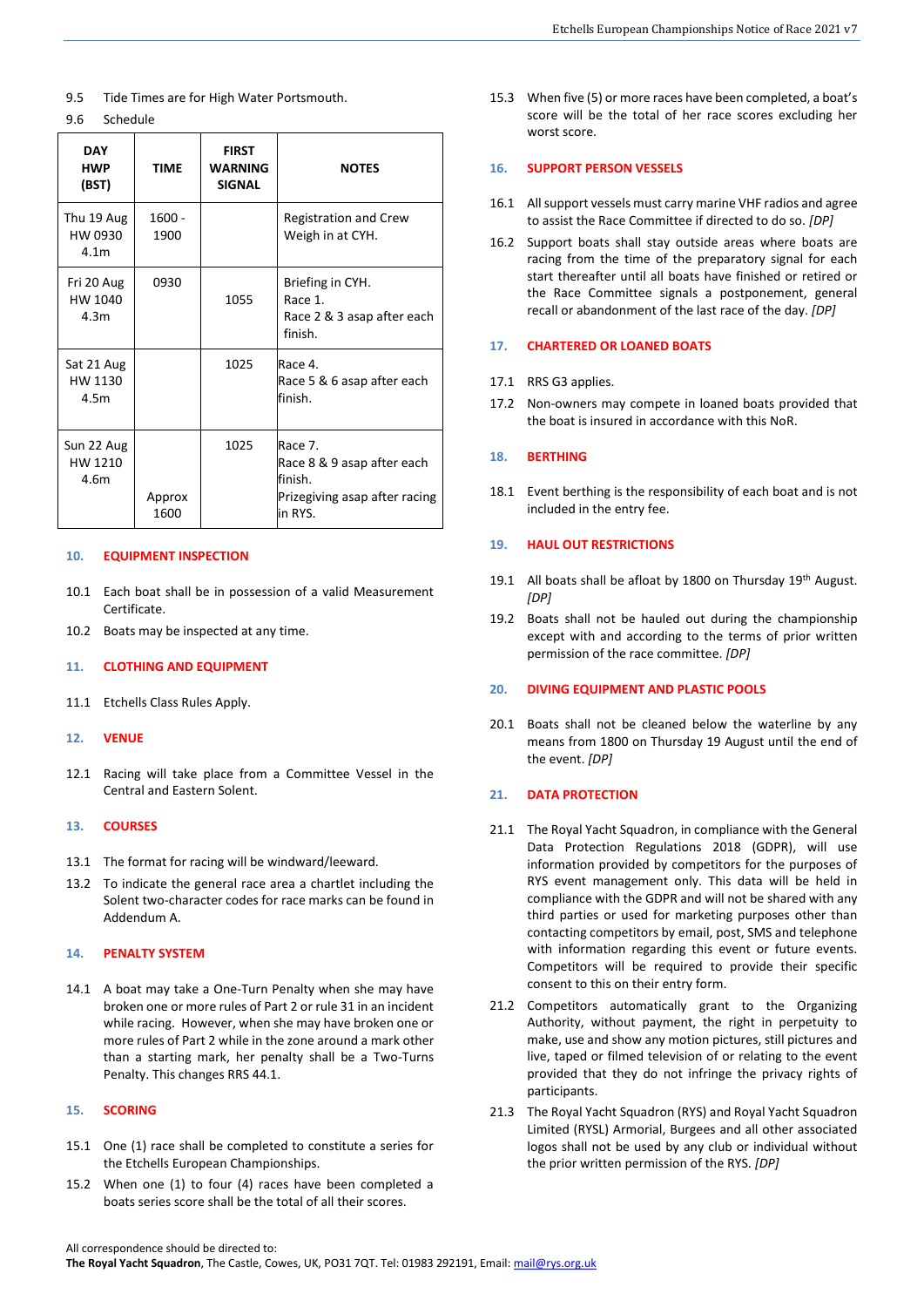9.5 Tide Times are for High Water Portsmouth.

9.6 Schedule

| DAY HWP (BST) | TIME | FIRST WARNING SIGNAL | NOTES |
|---|---|---|---|
| Thu 19 Aug HW 0930 4.1m | 1600 - 1900 | | Registration and Crew Weigh in at CYH. |
| Fri 20 Aug HW 1040 4.3m | 0930 | 1055 | Briefing in CYH. Race 1. Race 2 & 3 asap after each finish. |
| Sat 21 Aug HW 1130 4.5m | | 1025 | Race 4. Race 5 & 6 asap after each finish. |
| Sun 22 Aug HW 1210 4.6m | Approx 1600 | 1025 | Race 7. Race 8 & 9 asap after each finish. Prizegiving asap after racing in RYS. |

## 10. EQUIPMENT INSPECTION

10.1 Each boat shall be in possession of a valid Measurement Certificate.

10.2 Boats may be inspected at any time.

## 11. CLOTHING AND EQUIPMENT

11.1 Etchells Class Rules Apply.

## 12. VENUE

12.1 Racing will take place from a Committee Vessel in the Central and Eastern Solent.

## 13. COURSES

13.1 The format for racing will be windward/leeward.

13.2 To indicate the general race area a chartlet including the Solent two-character codes for race marks can be found in Addendum A.

## 14. PENALTY SYSTEM

14.1 A boat may take a One-Turn Penalty when she may have broken one or more rules of Part 2 or rule 31 in an incident while racing. However, when she may have broken one or more rules of Part 2 while in the zone around a mark other than a starting mark, her penalty shall be a Two-Turns Penalty. This changes RRS 44.1.

## 15. SCORING

15.1 One (1) race shall be completed to constitute a series for the Etchells European Championships.

15.2 When one (1) to four (4) races have been completed a boats series score shall be the total of all their scores.

15.3 When five (5) or more races have been completed, a boat's score will be the total of her race scores excluding her worst score.

## 16. SUPPORT PERSON VESSELS

16.1 All support vessels must carry marine VHF radios and agree to assist the Race Committee if directed to do so. *[DP]*

16.2 Support boats shall stay outside areas where boats are racing from the time of the preparatory signal for each start thereafter until all boats have finished or retired or the Race Committee signals a postponement, general recall or abandonment of the last race of the day. *[DP]*

## 17. CHARTERED OR LOANED BOATS

17.1 RRS G3 applies.

17.2 Non-owners may compete in loaned boats provided that the boat is insured in accordance with this NoR.

## 18. BERTHING

18.1 Event berthing is the responsibility of each boat and is not included in the entry fee.

## 19. HAUL OUT RESTRICTIONS

19.1 All boats shall be afloat by 1800 on Thursday 19th August. *[DP]*

19.2 Boats shall not be hauled out during the championship except with and according to the terms of prior written permission of the race committee. *[DP]*

## 20. DIVING EQUIPMENT AND PLASTIC POOLS

20.1 Boats shall not be cleaned below the waterline by any means from 1800 on Thursday 19 August until the end of the event. *[DP]*

## 21. DATA PROTECTION

21.1 The Royal Yacht Squadron, in compliance with the General Data Protection Regulations 2018 (GDPR), will use information provided by competitors for the purposes of RYS event management only. This data will be held in compliance with the GDPR and will not be shared with any third parties or used for marketing purposes other than contacting competitors by email, post, SMS and telephone with information regarding this event or future events. Competitors will be required to provide their specific consent to this on their entry form.

21.2 Competitors automatically grant to the Organizing Authority, without payment, the right in perpetuity to make, use and show any motion pictures, still pictures and live, taped or filmed television of or relating to the event provided that they do not infringe the privacy rights of participants.

21.3 The Royal Yacht Squadron (RYS) and Royal Yacht Squadron Limited (RYSL) Armorial, Burgees and all other associated logos shall not be used by any club or individual without the prior written permission of the RYS. *[DP]*

All correspondence should be directed to:
**The Royal Yacht Squadron**, The Castle, Cowes, UK, PO31 7QT. Tel: 01983 292191, Email: mail@rys.org.uk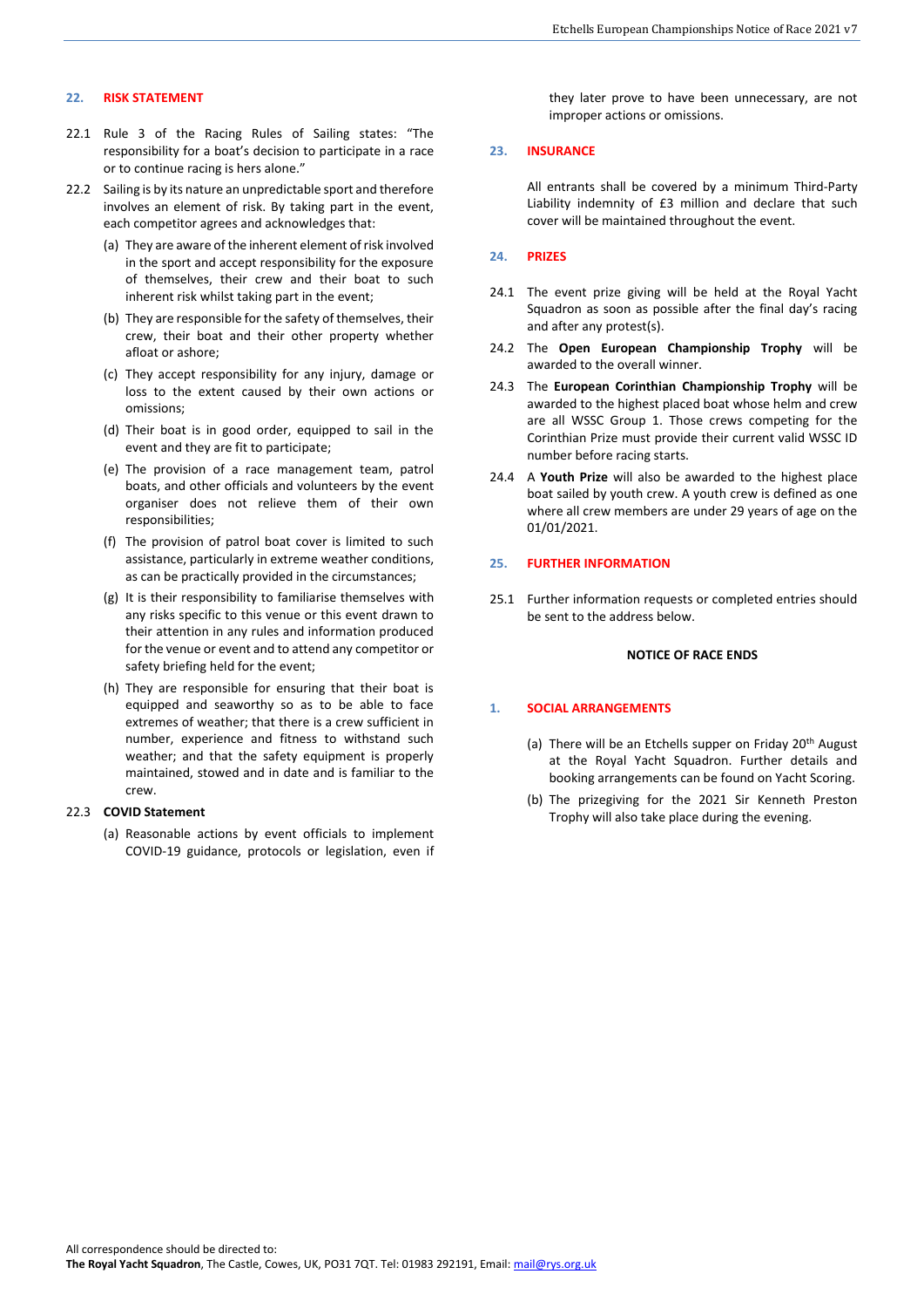## 22. RISK STATEMENT

22.1 Rule 3 of the Racing Rules of Sailing states: "The responsibility for a boat's decision to participate in a race or to continue racing is hers alone."

22.2 Sailing is by its nature an unpredictable sport and therefore involves an element of risk. By taking part in the event, each competitor agrees and acknowledges that:

(a) They are aware of the inherent element of risk involved in the sport and accept responsibility for the exposure of themselves, their crew and their boat to such inherent risk whilst taking part in the event;

(b) They are responsible for the safety of themselves, their crew, their boat and their other property whether afloat or ashore;

(c) They accept responsibility for any injury, damage or loss to the extent caused by their own actions or omissions;

(d) Their boat is in good order, equipped to sail in the event and they are fit to participate;

(e) The provision of a race management team, patrol boats, and other officials and volunteers by the event organiser does not relieve them of their own responsibilities;

(f) The provision of patrol boat cover is limited to such assistance, particularly in extreme weather conditions, as can be practically provided in the circumstances;

(g) It is their responsibility to familiarise themselves with any risks specific to this venue or this event drawn to their attention in any rules and information produced for the venue or event and to attend any competitor or safety briefing held for the event;

(h) They are responsible for ensuring that their boat is equipped and seaworthy so as to be able to face extremes of weather; that there is a crew sufficient in number, experience and fitness to withstand such weather; and that the safety equipment is properly maintained, stowed and in date and is familiar to the crew.

22.3 **COVID Statement**

(a) Reasonable actions by event officials to implement COVID-19 guidance, protocols or legislation, even if they later prove to have been unnecessary, are not improper actions or omissions.

## 23. INSURANCE

All entrants shall be covered by a minimum Third-Party Liability indemnity of £3 million and declare that such cover will be maintained throughout the event.

## 24. PRIZES

24.1 The event prize giving will be held at the Royal Yacht Squadron as soon as possible after the final day's racing and after any protest(s).

24.2 The **Open European Championship Trophy** will be awarded to the overall winner.

24.3 The **European Corinthian Championship Trophy** will be awarded to the highest placed boat whose helm and crew are all WSSC Group 1. Those crews competing for the Corinthian Prize must provide their current valid WSSC ID number before racing starts.

24.4 A **Youth Prize** will also be awarded to the highest place boat sailed by youth crew. A youth crew is defined as one where all crew members are under 29 years of age on the 01/01/2021.

## 25. FURTHER INFORMATION

25.1 Further information requests or completed entries should be sent to the address below.

**NOTICE OF RACE ENDS**

## 1. SOCIAL ARRANGEMENTS

(a) There will be an Etchells supper on Friday 20th August at the Royal Yacht Squadron. Further details and booking arrangements can be found on Yacht Scoring.

(b) The prizegiving for the 2021 Sir Kenneth Preston Trophy will also take place during the evening.

All correspondence should be directed to:
**The Royal Yacht Squadron**, The Castle, Cowes, UK, PO31 7QT. Tel: 01983 292191, Email: mail@rys.org.uk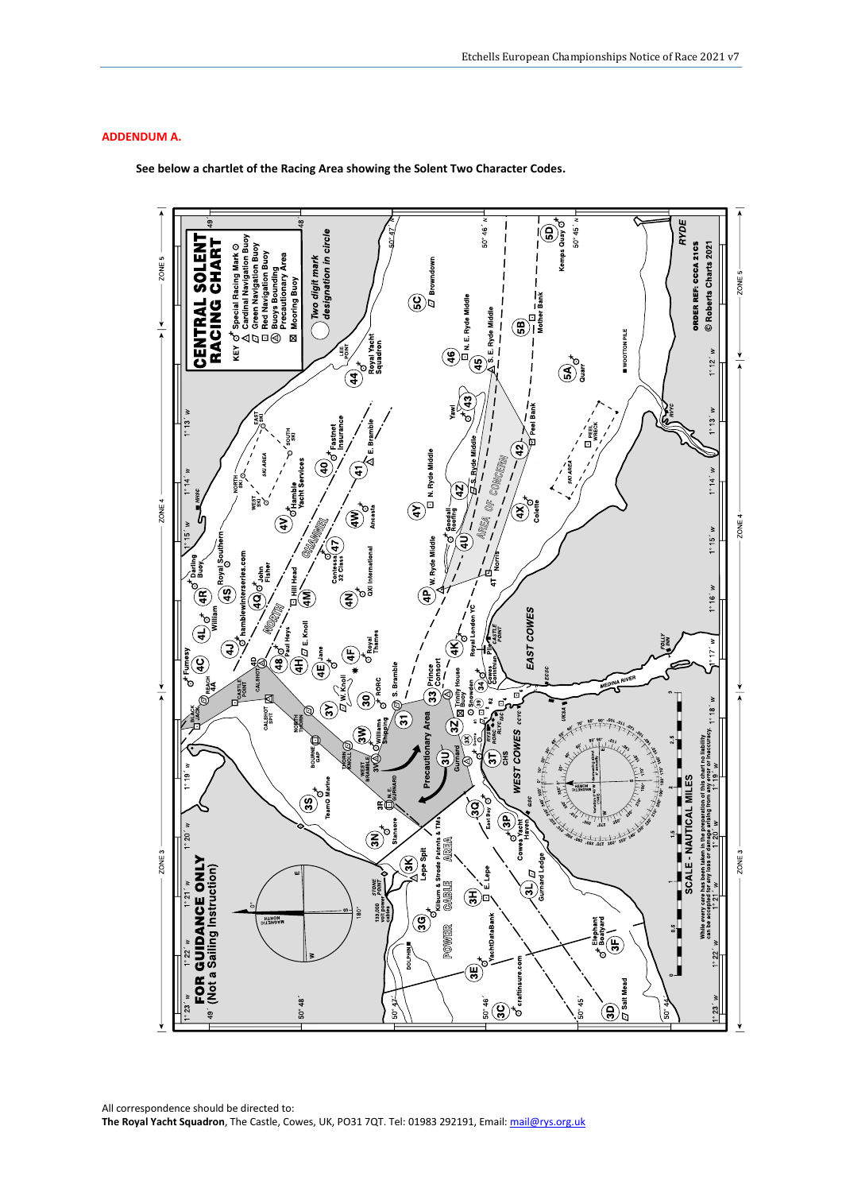**ADDENDUM A.**

**See below a chartlet of the Racing Area showing the Solent Two Character Codes.**

CENTRAL SOLENT RACING CHART

FOR GUIDANCE ONLY (Not a Sailing Instruction)

KEY
Special Racing Mark
Cardinal Navigation Buoy
Green Navigation Buoy
Red Navigation Buoy
Buoys Bounding Precautionary Area
Mooring Buoy

Two digit mark designation in circle

ORDER REF: CCCA 21CS
© Roberts Charts 2021

SCALE - NAUTICAL MILES

While every care has been taken in the preparation of this chart no liability can be accepted for any loss or damage arising from any error or inaccuracy.

All correspondence should be directed to:
**The Royal Yacht Squadron**, The Castle, Cowes, UK, PO31 7QT. Tel: 01983 292191, Email: mail@rys.org.uk